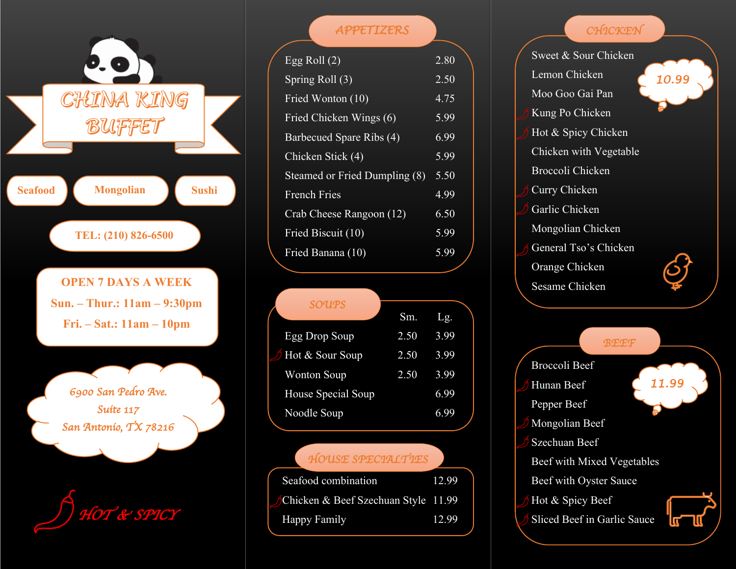# CHINA KING BUFFET

Seafood | Mongolian | Sushi

TEL: (210) 826-6500

**OPEN 7 DAYS A WEEK**

Sun. – Thur.: 11am – 9:30pm

Fri. – Sat.: 11am – 10pm

6900 San Pedro Ave.
Suite 117
San Antonio, TX 78216

HOT & SPICY

## APPETIZERS

| Item | Price |
|---|---|
| Egg Roll (2) | 2.80 |
| Spring Roll (3) | 2.50 |
| Fried Wonton (10) | 4.75 |
| Fried Chicken Wings (6) | 5.99 |
| Barbecued Spare Ribs (4) | 6.99 |
| Chicken Stick (4) | 5.99 |
| Steamed or Fried Dumpling (8) | 5.50 |
| French Fries | 4.99 |
| Crab Cheese Rangoon (12) | 6.50 |
| Fried Biscuit (10) | 5.99 |
| Fried Banana (10) | 5.99 |

## SOUPS

| Item | Sm. | Lg. |
|---|---|---|
| Egg Drop Soup | 2.50 | 3.99 |
| Hot & Sour Soup (hot & spicy) | 2.50 | 3.99 |
| Wonton Soup | 2.50 | 3.99 |
| House Special Soup | | 6.99 |
| Noodle Soup | | 6.99 |

## HOUSE SPECIALTIES

| Item | Price |
|---|---|
| Seafood combination | 12.99 |
| Chicken & Beef Szechuan Style (hot & spicy) | 11.99 |
| Happy Family | 12.99 |

## CHICKEN

10.99

- Sweet & Sour Chicken
- Lemon Chicken
- Moo Goo Gai Pan
- Kung Po Chicken (hot & spicy)
- Hot & Spicy Chicken (hot & spicy)
- Chicken with Vegetable
- Broccoli Chicken
- Curry Chicken (hot & spicy)
- Garlic Chicken (hot & spicy)
- Mongolian Chicken
- General Tso's Chicken (hot & spicy)
- Orange Chicken
- Sesame Chicken

## BEEF

11.99

- Broccoli Beef
- Hunan Beef (hot & spicy)
- Pepper Beef
- Mongolian Beef (hot & spicy)
- Szechuan Beef (hot & spicy)
- Beef with Mixed Vegetables
- Beef with Oyster Sauce
- Hot & Spicy Beef (hot & spicy)
- Sliced Beef in Garlic Sauce (hot & spicy)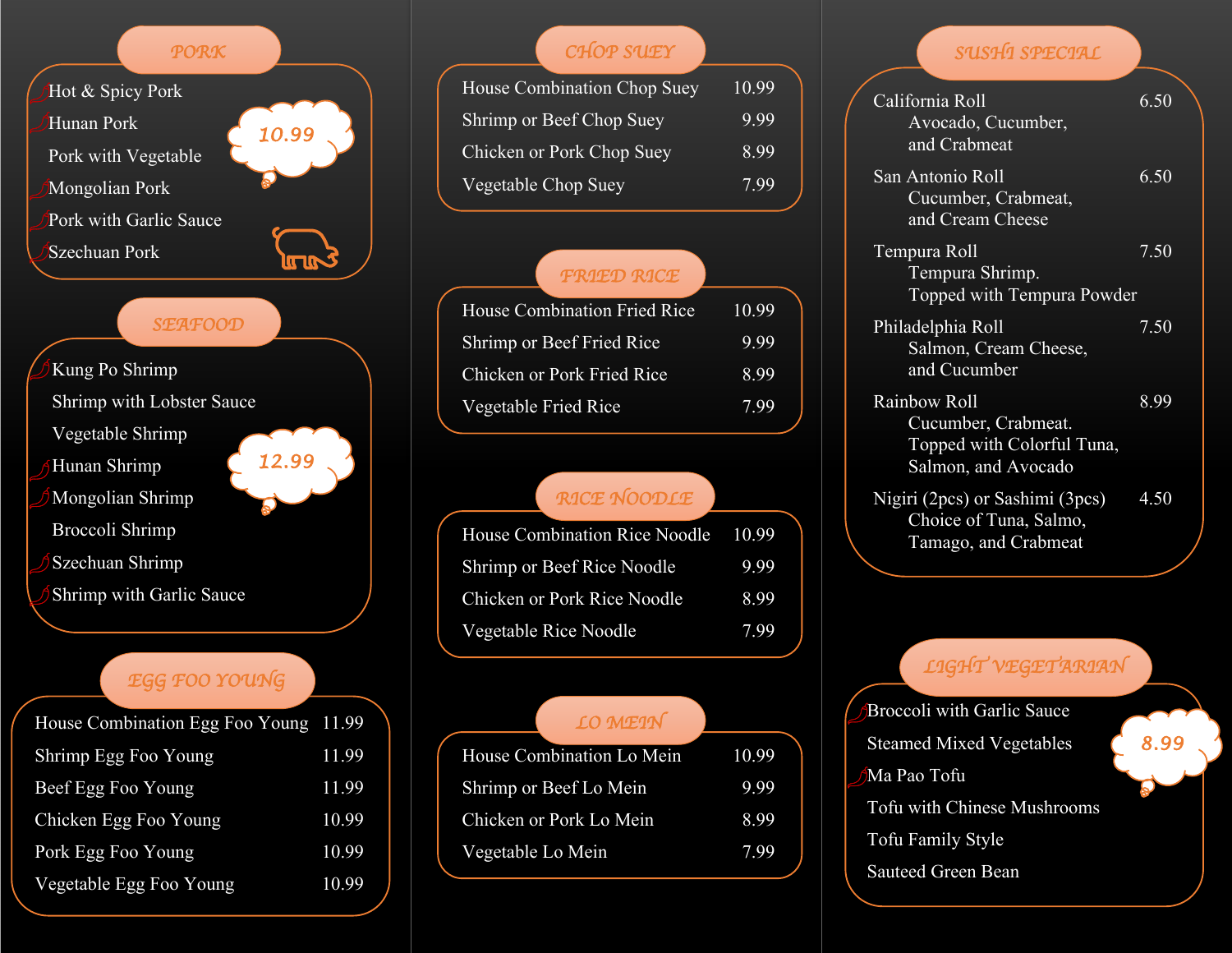## PORK

- Hot & Spicy Pork
- Hunan Pork
- Pork with Vegetable
- Mongolian Pork
- Pork with Garlic Sauce
- Szechuan Pork

10.99

## SEAFOOD

- Kung Po Shrimp
- Shrimp with Lobster Sauce
- Vegetable Shrimp
- Hunan Shrimp
- Mongolian Shrimp
- Broccoli Shrimp
- Szechuan Shrimp
- Shrimp with Garlic Sauce

12.99

## EGG FOO YOUNG

| | |
|---|---|
| House Combination Egg Foo Young | 11.99 |
| Shrimp Egg Foo Young | 11.99 |
| Beef Egg Foo Young | 11.99 |
| Chicken Egg Foo Young | 10.99 |
| Pork Egg Foo Young | 10.99 |
| Vegetable Egg Foo Young | 10.99 |

## CHOP SUEY

| | |
|---|---|
| House Combination Chop Suey | 10.99 |
| Shrimp or Beef Chop Suey | 9.99 |
| Chicken or Pork Chop Suey | 8.99 |
| Vegetable Chop Suey | 7.99 |

## FRIED RICE

| | |
|---|---|
| House Combination Fried Rice | 10.99 |
| Shrimp or Beef Fried Rice | 9.99 |
| Chicken or Pork Fried Rice | 8.99 |
| Vegetable Fried Rice | 7.99 |

## RICE NOODLE

| | |
|---|---|
| House Combination Rice Noodle | 10.99 |
| Shrimp or Beef Rice Noodle | 9.99 |
| Chicken or Pork Rice Noodle | 8.99 |
| Vegetable Rice Noodle | 7.99 |

## LO MEIN

| | |
|---|---|
| House Combination Lo Mein | 10.99 |
| Shrimp or Beef Lo Mein | 9.99 |
| Chicken or Pork Lo Mein | 8.99 |
| Vegetable Lo Mein | 7.99 |

## SUSHI SPECIAL

California Roll — 6.50
Avocado, Cucumber, and Crabmeat

San Antonio Roll — 6.50
Cucumber, Crabmeat, and Cream Cheese

Tempura Roll — 7.50
Tempura Shrimp. Topped with Tempura Powder

Philadelphia Roll — 7.50
Salmon, Cream Cheese, and Cucumber

Rainbow Roll — 8.99
Cucumber, Crabmeat. Topped with Colorful Tuna, Salmon, and Avocado

Nigiri (2pcs) or Sashimi (3pcs) — 4.50
Choice of Tuna, Salmo, Tamago, and Crabmeat

## LIGHT VEGETARIAN

- Broccoli with Garlic Sauce
- Steamed Mixed Vegetables
- Ma Pao Tofu
- Tofu with Chinese Mushrooms
- Tofu Family Style
- Sauteed Green Bean

8.99